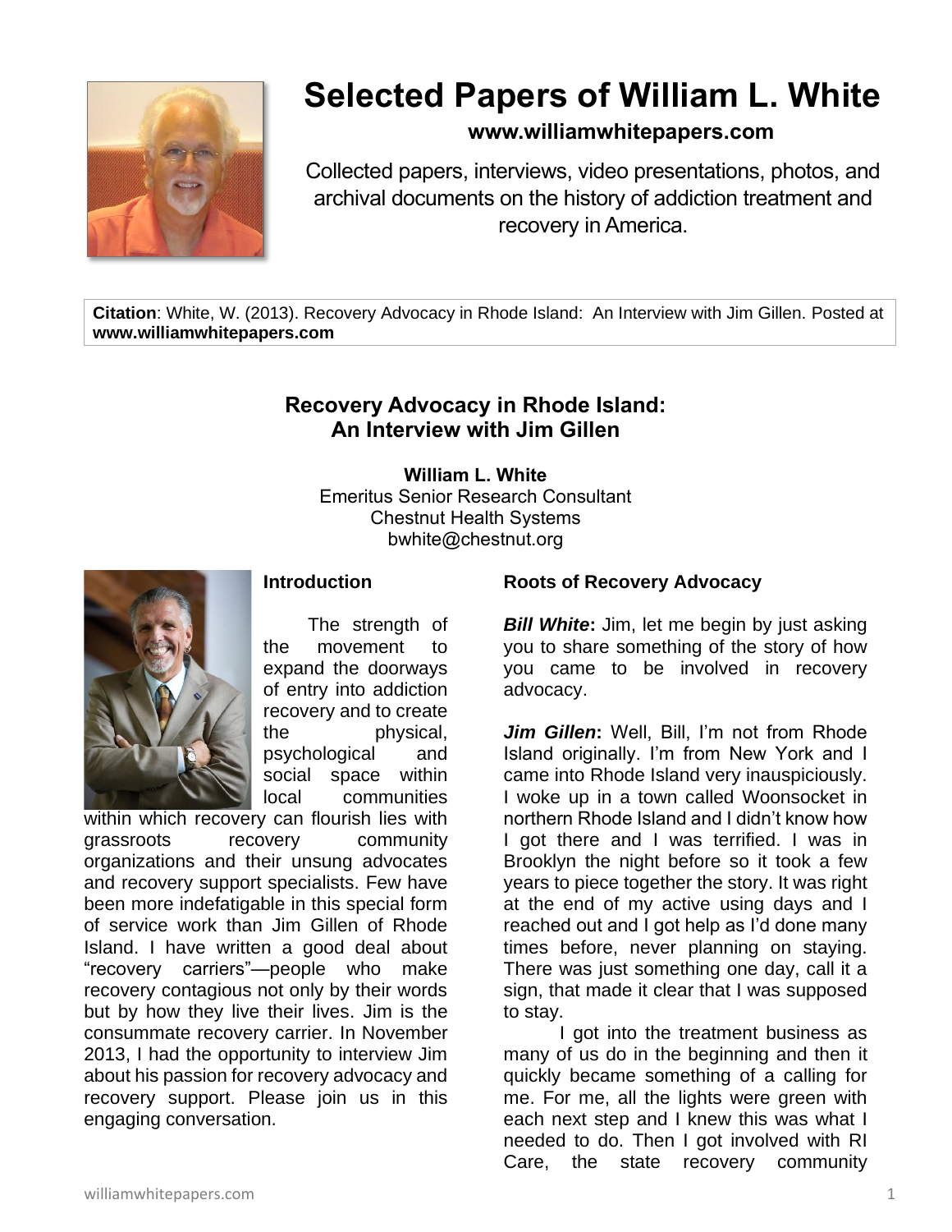# Selected Papers of William L. White

**www.williamwhitepapers.com**

Collected papers, interviews, video presentations, photos, and archival documents on the history of addiction treatment and recovery in America.

**Citation**: White, W. (2013). Recovery Advocacy in Rhode Island: An Interview with Jim Gillen. Posted at **www.williamwhitepapers.com**

## Recovery Advocacy in Rhode Island: An Interview with Jim Gillen

**William L. White**
Emeritus Senior Research Consultant
Chestnut Health Systems
bwhite@chestnut.org

### Introduction

The strength of the movement to expand the doorways of entry into addiction recovery and to create the physical, psychological and social space within local communities within which recovery can flourish lies with grassroots recovery community organizations and their unsung advocates and recovery support specialists. Few have been more indefatigable in this special form of service work than Jim Gillen of Rhode Island. I have written a good deal about "recovery carriers"—people who make recovery contagious not only by their words but by how they live their lives. Jim is the consummate recovery carrier. In November 2013, I had the opportunity to interview Jim about his passion for recovery advocacy and recovery support. Please join us in this engaging conversation.

### Roots of Recovery Advocacy

***Bill White*:** Jim, let me begin by just asking you to share something of the story of how you came to be involved in recovery advocacy.

***Jim Gillen*:** Well, Bill, I'm not from Rhode Island originally. I'm from New York and I came into Rhode Island very inauspiciously. I woke up in a town called Woonsocket in northern Rhode Island and I didn't know how I got there and I was terrified. I was in Brooklyn the night before so it took a few years to piece together the story. It was right at the end of my active using days and I reached out and I got help as I'd done many times before, never planning on staying. There was just something one day, call it a sign, that made it clear that I was supposed to stay.

I got into the treatment business as many of us do in the beginning and then it quickly became something of a calling for me. For me, all the lights were green with each next step and I knew this was what I needed to do. Then I got involved with RI Care, the state recovery community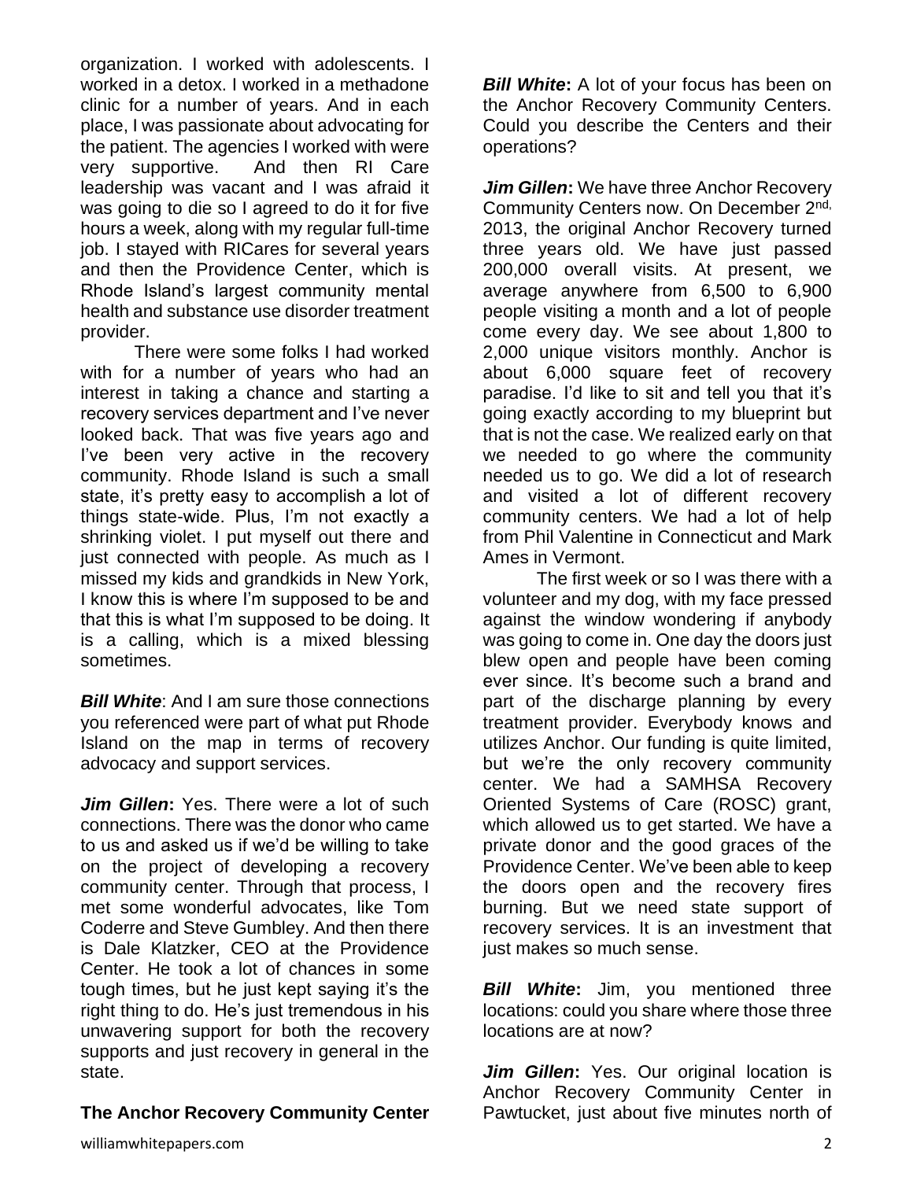organization. I worked with adolescents. I worked in a detox. I worked in a methadone clinic for a number of years. And in each place, I was passionate about advocating for the patient. The agencies I worked with were very supportive. And then RI Care leadership was vacant and I was afraid it was going to die so I agreed to do it for five hours a week, along with my regular full-time job. I stayed with RICares for several years and then the Providence Center, which is Rhode Island's largest community mental health and substance use disorder treatment provider.

There were some folks I had worked with for a number of years who had an interest in taking a chance and starting a recovery services department and I've never looked back. That was five years ago and I've been very active in the recovery community. Rhode Island is such a small state, it's pretty easy to accomplish a lot of things state-wide. Plus, I'm not exactly a shrinking violet. I put myself out there and just connected with people. As much as I missed my kids and grandkids in New York, I know this is where I'm supposed to be and that this is what I'm supposed to be doing. It is a calling, which is a mixed blessing sometimes.

***Bill White***: And I am sure those connections you referenced were part of what put Rhode Island on the map in terms of recovery advocacy and support services.

***Jim Gillen*:** Yes. There were a lot of such connections. There was the donor who came to us and asked us if we'd be willing to take on the project of developing a recovery community center. Through that process, I met some wonderful advocates, like Tom Coderre and Steve Gumbley. And then there is Dale Klatzker, CEO at the Providence Center. He took a lot of chances in some tough times, but he just kept saying it's the right thing to do. He's just tremendous in his unwavering support for both the recovery supports and just recovery in general in the state.

**The Anchor Recovery Community Center**

***Bill White*:** A lot of your focus has been on the Anchor Recovery Community Centers. Could you describe the Centers and their operations?

***Jim Gillen*:** We have three Anchor Recovery Community Centers now. On December 2nd, 2013, the original Anchor Recovery turned three years old. We have just passed 200,000 overall visits. At present, we average anywhere from 6,500 to 6,900 people visiting a month and a lot of people come every day. We see about 1,800 to 2,000 unique visitors monthly. Anchor is about 6,000 square feet of recovery paradise. I'd like to sit and tell you that it's going exactly according to my blueprint but that is not the case. We realized early on that we needed to go where the community needed us to go. We did a lot of research and visited a lot of different recovery community centers. We had a lot of help from Phil Valentine in Connecticut and Mark Ames in Vermont.

The first week or so I was there with a volunteer and my dog, with my face pressed against the window wondering if anybody was going to come in. One day the doors just blew open and people have been coming ever since. It's become such a brand and part of the discharge planning by every treatment provider. Everybody knows and utilizes Anchor. Our funding is quite limited, but we're the only recovery community center. We had a SAMHSA Recovery Oriented Systems of Care (ROSC) grant, which allowed us to get started. We have a private donor and the good graces of the Providence Center. We've been able to keep the doors open and the recovery fires burning. But we need state support of recovery services. It is an investment that just makes so much sense.

***Bill White*:** Jim, you mentioned three locations: could you share where those three locations are at now?

***Jim Gillen*:** Yes. Our original location is Anchor Recovery Community Center in Pawtucket, just about five minutes north of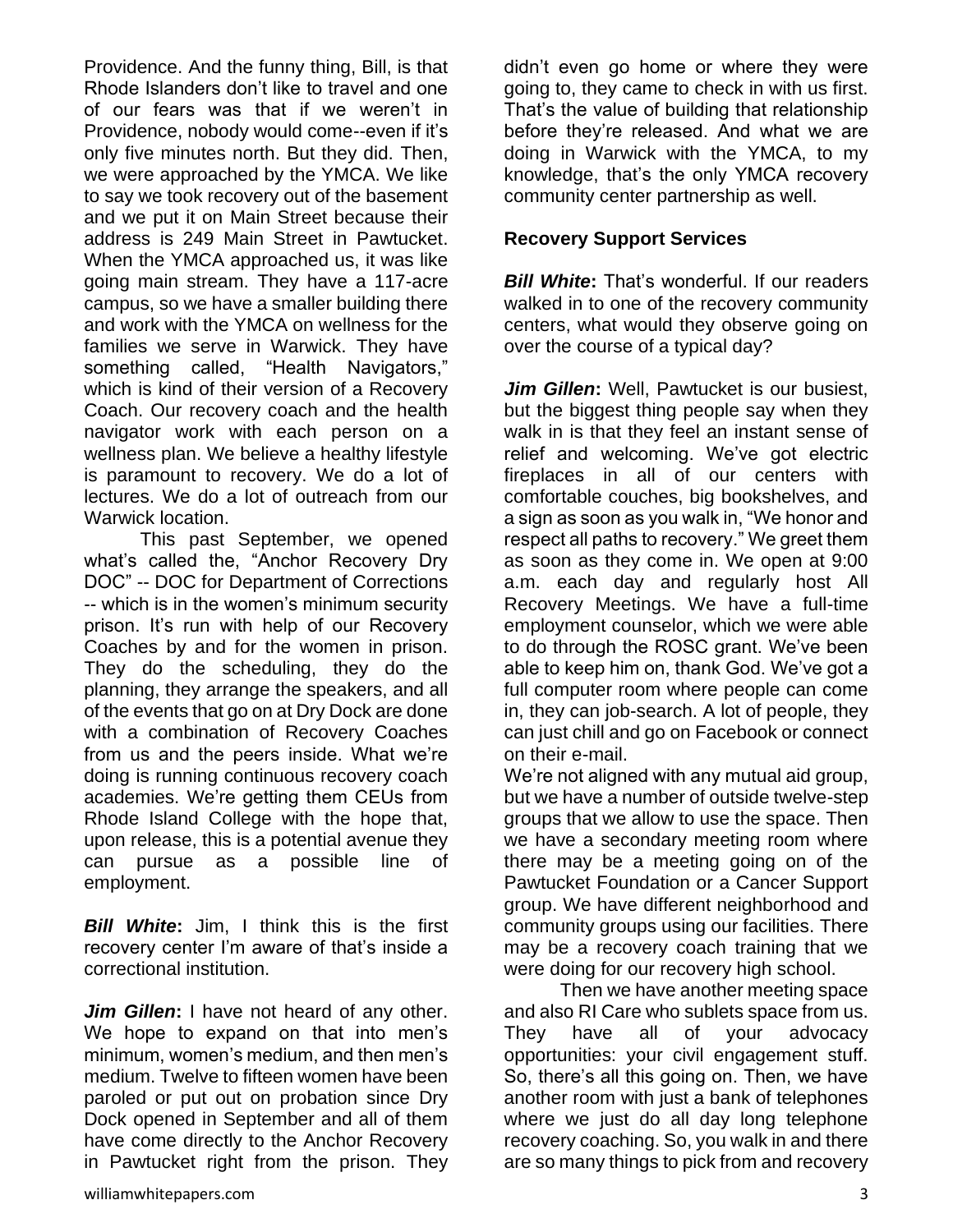Providence. And the funny thing, Bill, is that Rhode Islanders don't like to travel and one of our fears was that if we weren't in Providence, nobody would come--even if it's only five minutes north. But they did. Then, we were approached by the YMCA. We like to say we took recovery out of the basement and we put it on Main Street because their address is 249 Main Street in Pawtucket. When the YMCA approached us, it was like going main stream. They have a 117-acre campus, so we have a smaller building there and work with the YMCA on wellness for the families we serve in Warwick. They have something called, "Health Navigators," which is kind of their version of a Recovery Coach. Our recovery coach and the health navigator work with each person on a wellness plan. We believe a healthy lifestyle is paramount to recovery. We do a lot of lectures. We do a lot of outreach from our Warwick location.

This past September, we opened what's called the, "Anchor Recovery Dry DOC" -- DOC for Department of Corrections -- which is in the women's minimum security prison. It's run with help of our Recovery Coaches by and for the women in prison. They do the scheduling, they do the planning, they arrange the speakers, and all of the events that go on at Dry Dock are done with a combination of Recovery Coaches from us and the peers inside. What we're doing is running continuous recovery coach academies. We're getting them CEUs from Rhode Island College with the hope that, upon release, this is a potential avenue they can pursue as a possible line of employment.

***Bill White*:** Jim, I think this is the first recovery center I'm aware of that's inside a correctional institution.

***Jim Gillen*:** I have not heard of any other. We hope to expand on that into men's minimum, women's medium, and then men's medium. Twelve to fifteen women have been paroled or put out on probation since Dry Dock opened in September and all of them have come directly to the Anchor Recovery in Pawtucket right from the prison. They didn't even go home or where they were going to, they came to check in with us first. That's the value of building that relationship before they're released. And what we are doing in Warwick with the YMCA, to my knowledge, that's the only YMCA recovery community center partnership as well.

**Recovery Support Services**

***Bill White*:** That's wonderful. If our readers walked in to one of the recovery community centers, what would they observe going on over the course of a typical day?

***Jim Gillen*:** Well, Pawtucket is our busiest, but the biggest thing people say when they walk in is that they feel an instant sense of relief and welcoming. We've got electric fireplaces in all of our centers with comfortable couches, big bookshelves, and a sign as soon as you walk in, "We honor and respect all paths to recovery." We greet them as soon as they come in. We open at 9:00 a.m. each day and regularly host All Recovery Meetings. We have a full-time employment counselor, which we were able to do through the ROSC grant. We've been able to keep him on, thank God. We've got a full computer room where people can come in, they can job-search. A lot of people, they can just chill and go on Facebook or connect on their e-mail.

We're not aligned with any mutual aid group, but we have a number of outside twelve-step groups that we allow to use the space. Then we have a secondary meeting room where there may be a meeting going on of the Pawtucket Foundation or a Cancer Support group. We have different neighborhood and community groups using our facilities. There may be a recovery coach training that we were doing for our recovery high school.

Then we have another meeting space and also RI Care who sublets space from us. They have all of your advocacy opportunities: your civil engagement stuff. So, there's all this going on. Then, we have another room with just a bank of telephones where we just do all day long telephone recovery coaching. So, you walk in and there are so many things to pick from and recovery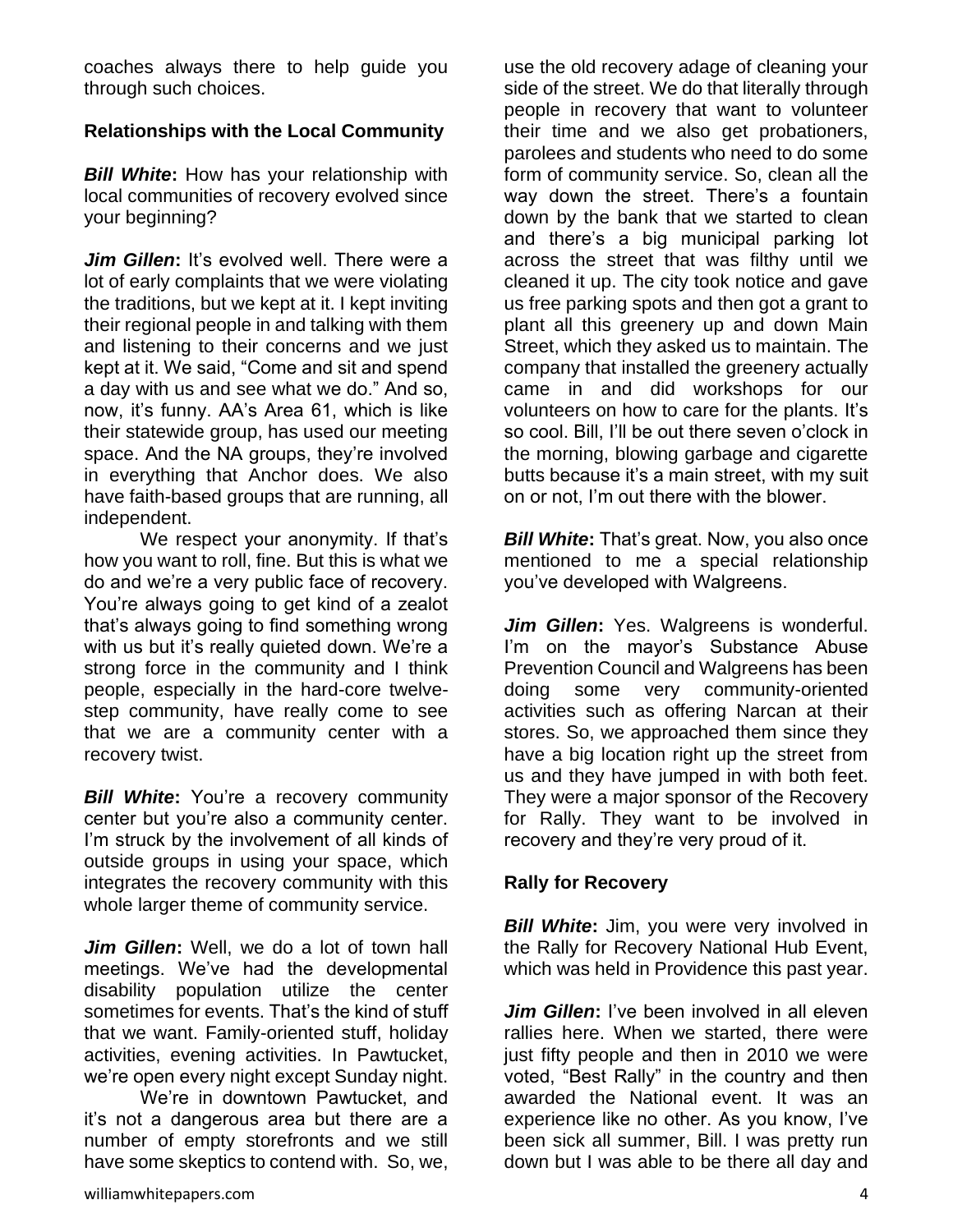coaches always there to help guide you through such choices.

**Relationships with the Local Community**

***Bill White*:** How has your relationship with local communities of recovery evolved since your beginning?

***Jim Gillen*:** It's evolved well. There were a lot of early complaints that we were violating the traditions, but we kept at it. I kept inviting their regional people in and talking with them and listening to their concerns and we just kept at it. We said, "Come and sit and spend a day with us and see what we do." And so, now, it's funny. AA's Area 61, which is like their statewide group, has used our meeting space. And the NA groups, they're involved in everything that Anchor does. We also have faith-based groups that are running, all independent.

We respect your anonymity. If that's how you want to roll, fine. But this is what we do and we're a very public face of recovery. You're always going to get kind of a zealot that's always going to find something wrong with us but it's really quieted down. We're a strong force in the community and I think people, especially in the hard-core twelve-step community, have really come to see that we are a community center with a recovery twist.

***Bill White*:** You're a recovery community center but you're also a community center. I'm struck by the involvement of all kinds of outside groups in using your space, which integrates the recovery community with this whole larger theme of community service.

***Jim Gillen*:** Well, we do a lot of town hall meetings. We've had the developmental disability population utilize the center sometimes for events. That's the kind of stuff that we want. Family-oriented stuff, holiday activities, evening activities. In Pawtucket, we're open every night except Sunday night.

We're in downtown Pawtucket, and it's not a dangerous area but there are a number of empty storefronts and we still have some skeptics to contend with. So, we, use the old recovery adage of cleaning your side of the street. We do that literally through people in recovery that want to volunteer their time and we also get probationers, parolees and students who need to do some form of community service. So, clean all the way down the street. There's a fountain down by the bank that we started to clean and there's a big municipal parking lot across the street that was filthy until we cleaned it up. The city took notice and gave us free parking spots and then got a grant to plant all this greenery up and down Main Street, which they asked us to maintain. The company that installed the greenery actually came in and did workshops for our volunteers on how to care for the plants. It's so cool. Bill, I'll be out there seven o'clock in the morning, blowing garbage and cigarette butts because it's a main street, with my suit on or not, I'm out there with the blower.

***Bill White*:** That's great. Now, you also once mentioned to me a special relationship you've developed with Walgreens.

***Jim Gillen*:** Yes. Walgreens is wonderful. I'm on the mayor's Substance Abuse Prevention Council and Walgreens has been doing some very community-oriented activities such as offering Narcan at their stores. So, we approached them since they have a big location right up the street from us and they have jumped in with both feet. They were a major sponsor of the Recovery for Rally. They want to be involved in recovery and they're very proud of it.

**Rally for Recovery**

***Bill White*:** Jim, you were very involved in the Rally for Recovery National Hub Event, which was held in Providence this past year.

***Jim Gillen*:** I've been involved in all eleven rallies here. When we started, there were just fifty people and then in 2010 we were voted, "Best Rally" in the country and then awarded the National event. It was an experience like no other. As you know, I've been sick all summer, Bill. I was pretty run down but I was able to be there all day and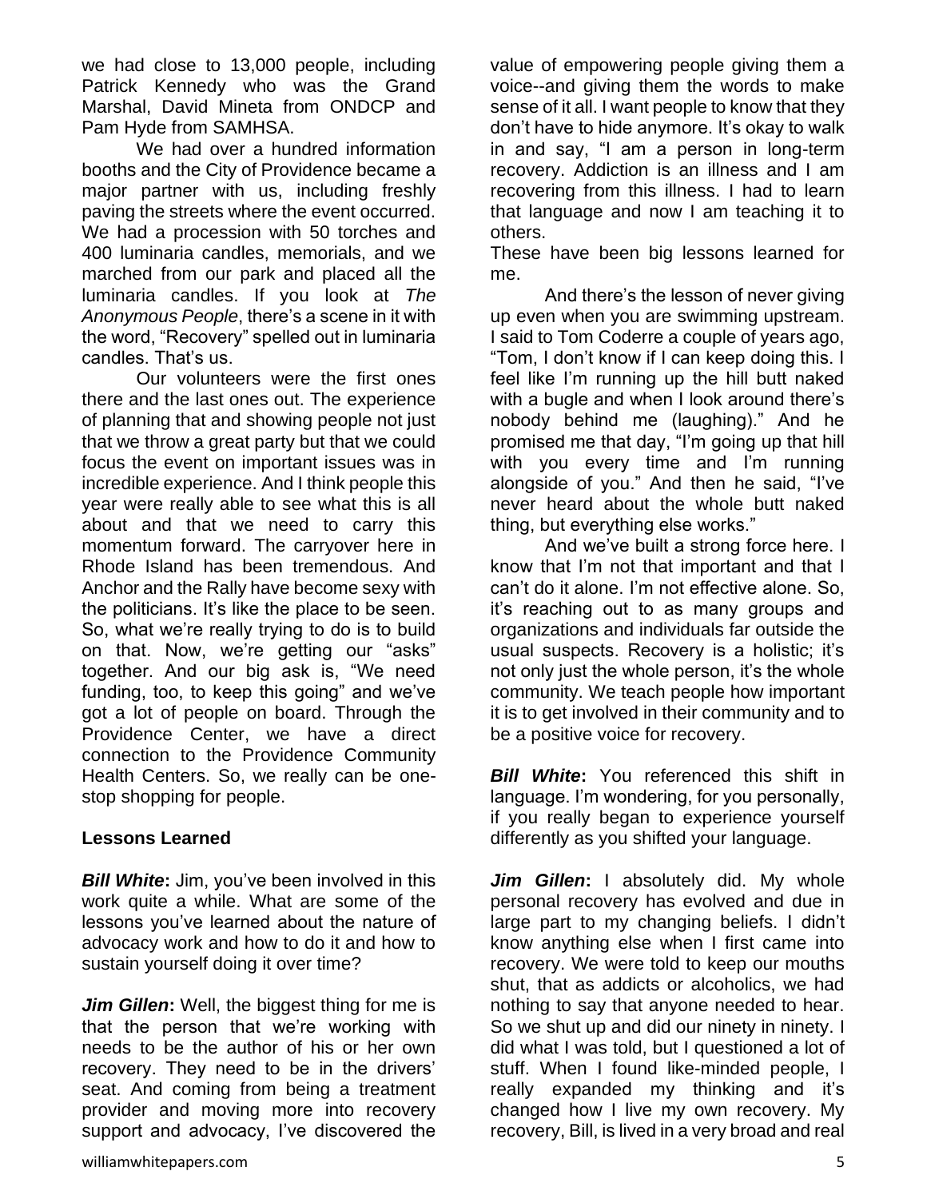we had close to 13,000 people, including Patrick Kennedy who was the Grand Marshal, David Mineta from ONDCP and Pam Hyde from SAMHSA.

We had over a hundred information booths and the City of Providence became a major partner with us, including freshly paving the streets where the event occurred. We had a procession with 50 torches and 400 luminaria candles, memorials, and we marched from our park and placed all the luminaria candles. If you look at *The Anonymous People*, there's a scene in it with the word, "Recovery" spelled out in luminaria candles. That's us.

Our volunteers were the first ones there and the last ones out. The experience of planning that and showing people not just that we throw a great party but that we could focus the event on important issues was in incredible experience. And I think people this year were really able to see what this is all about and that we need to carry this momentum forward. The carryover here in Rhode Island has been tremendous. And Anchor and the Rally have become sexy with the politicians. It's like the place to be seen. So, what we're really trying to do is to build on that. Now, we're getting our "asks" together. And our big ask is, "We need funding, too, to keep this going" and we've got a lot of people on board. Through the Providence Center, we have a direct connection to the Providence Community Health Centers. So, we really can be one-stop shopping for people.

## Lessons Learned

***Bill White*:** Jim, you've been involved in this work quite a while. What are some of the lessons you've learned about the nature of advocacy work and how to do it and how to sustain yourself doing it over time?

***Jim Gillen*:** Well, the biggest thing for me is that the person that we're working with needs to be the author of his or her own recovery. They need to be in the drivers' seat. And coming from being a treatment provider and moving more into recovery support and advocacy, I've discovered the value of empowering people giving them a voice--and giving them the words to make sense of it all. I want people to know that they don't have to hide anymore. It's okay to walk in and say, "I am a person in long-term recovery. Addiction is an illness and I am recovering from this illness. I had to learn that language and now I am teaching it to others.

These have been big lessons learned for me.

And there's the lesson of never giving up even when you are swimming upstream. I said to Tom Coderre a couple of years ago, "Tom, I don't know if I can keep doing this. I feel like I'm running up the hill butt naked with a bugle and when I look around there's nobody behind me (laughing)." And he promised me that day, "I'm going up that hill with you every time and I'm running alongside of you." And then he said, "I've never heard about the whole butt naked thing, but everything else works."

And we've built a strong force here. I know that I'm not that important and that I can't do it alone. I'm not effective alone. So, it's reaching out to as many groups and organizations and individuals far outside the usual suspects. Recovery is a holistic; it's not only just the whole person, it's the whole community. We teach people how important it is to get involved in their community and to be a positive voice for recovery.

***Bill White*:** You referenced this shift in language. I'm wondering, for you personally, if you really began to experience yourself differently as you shifted your language.

***Jim Gillen*:** I absolutely did. My whole personal recovery has evolved and due in large part to my changing beliefs. I didn't know anything else when I first came into recovery. We were told to keep our mouths shut, that as addicts or alcoholics, we had nothing to say that anyone needed to hear. So we shut up and did our ninety in ninety. I did what I was told, but I questioned a lot of stuff. When I found like-minded people, I really expanded my thinking and it's changed how I live my own recovery. My recovery, Bill, is lived in a very broad and real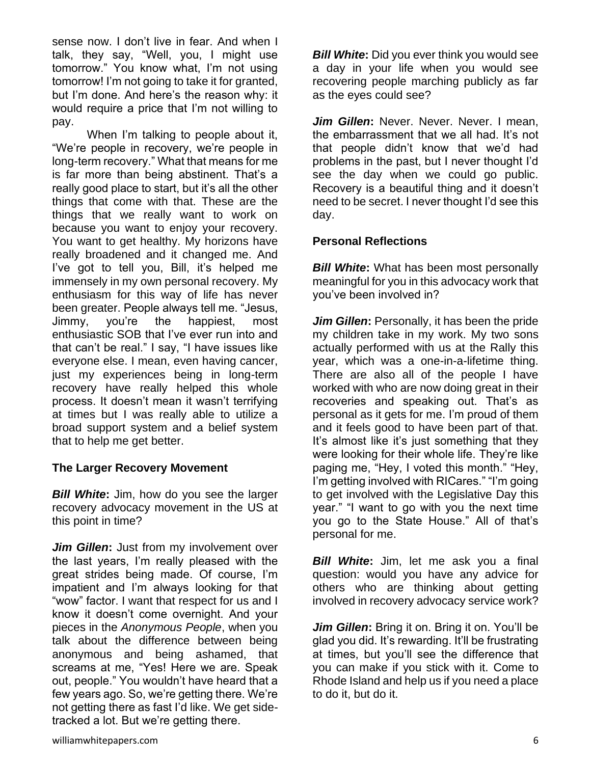sense now. I don't live in fear. And when I talk, they say, "Well, you, I might use tomorrow." You know what, I'm not using tomorrow! I'm not going to take it for granted, but I'm done. And here's the reason why: it would require a price that I'm not willing to pay.

When I'm talking to people about it, "We're people in recovery, we're people in long-term recovery." What that means for me is far more than being abstinent. That's a really good place to start, but it's all the other things that come with that. These are the things that we really want to work on because you want to enjoy your recovery. You want to get healthy. My horizons have really broadened and it changed me. And I've got to tell you, Bill, it's helped me immensely in my own personal recovery. My enthusiasm for this way of life has never been greater. People always tell me. "Jesus, Jimmy, you're the happiest, most enthusiastic SOB that I've ever run into and that can't be real." I say, "I have issues like everyone else. I mean, even having cancer, just my experiences being in long-term recovery have really helped this whole process. It doesn't mean it wasn't terrifying at times but I was really able to utilize a broad support system and a belief system that to help me get better.

## The Larger Recovery Movement

***Bill White*:** Jim, how do you see the larger recovery advocacy movement in the US at this point in time?

***Jim Gillen*:** Just from my involvement over the last years, I'm really pleased with the great strides being made. Of course, I'm impatient and I'm always looking for that "wow" factor. I want that respect for us and I know it doesn't come overnight. And your pieces in the *Anonymous People*, when you talk about the difference between being anonymous and being ashamed, that screams at me, "Yes! Here we are. Speak out, people." You wouldn't have heard that a few years ago. So, we're getting there. We're not getting there as fast I'd like. We get side-tracked a lot. But we're getting there.

***Bill White*:** Did you ever think you would see a day in your life when you would see recovering people marching publicly as far as the eyes could see?

***Jim Gillen*:** Never. Never. Never. I mean, the embarrassment that we all had. It's not that people didn't know that we'd had problems in the past, but I never thought I'd see the day when we could go public. Recovery is a beautiful thing and it doesn't need to be secret. I never thought I'd see this day.

## Personal Reflections

***Bill White*:** What has been most personally meaningful for you in this advocacy work that you've been involved in?

***Jim Gillen*:** Personally, it has been the pride my children take in my work. My two sons actually performed with us at the Rally this year, which was a one-in-a-lifetime thing. There are also all of the people I have worked with who are now doing great in their recoveries and speaking out. That's as personal as it gets for me. I'm proud of them and it feels good to have been part of that. It's almost like it's just something that they were looking for their whole life. They're like paging me, "Hey, I voted this month." "Hey, I'm getting involved with RICares." "I'm going to get involved with the Legislative Day this year." "I want to go with you the next time you go to the State House." All of that's personal for me.

***Bill White*:** Jim, let me ask you a final question: would you have any advice for others who are thinking about getting involved in recovery advocacy service work?

***Jim Gillen*:** Bring it on. Bring it on. You'll be glad you did. It's rewarding. It'll be frustrating at times, but you'll see the difference that you can make if you stick with it. Come to Rhode Island and help us if you need a place to do it, but do it.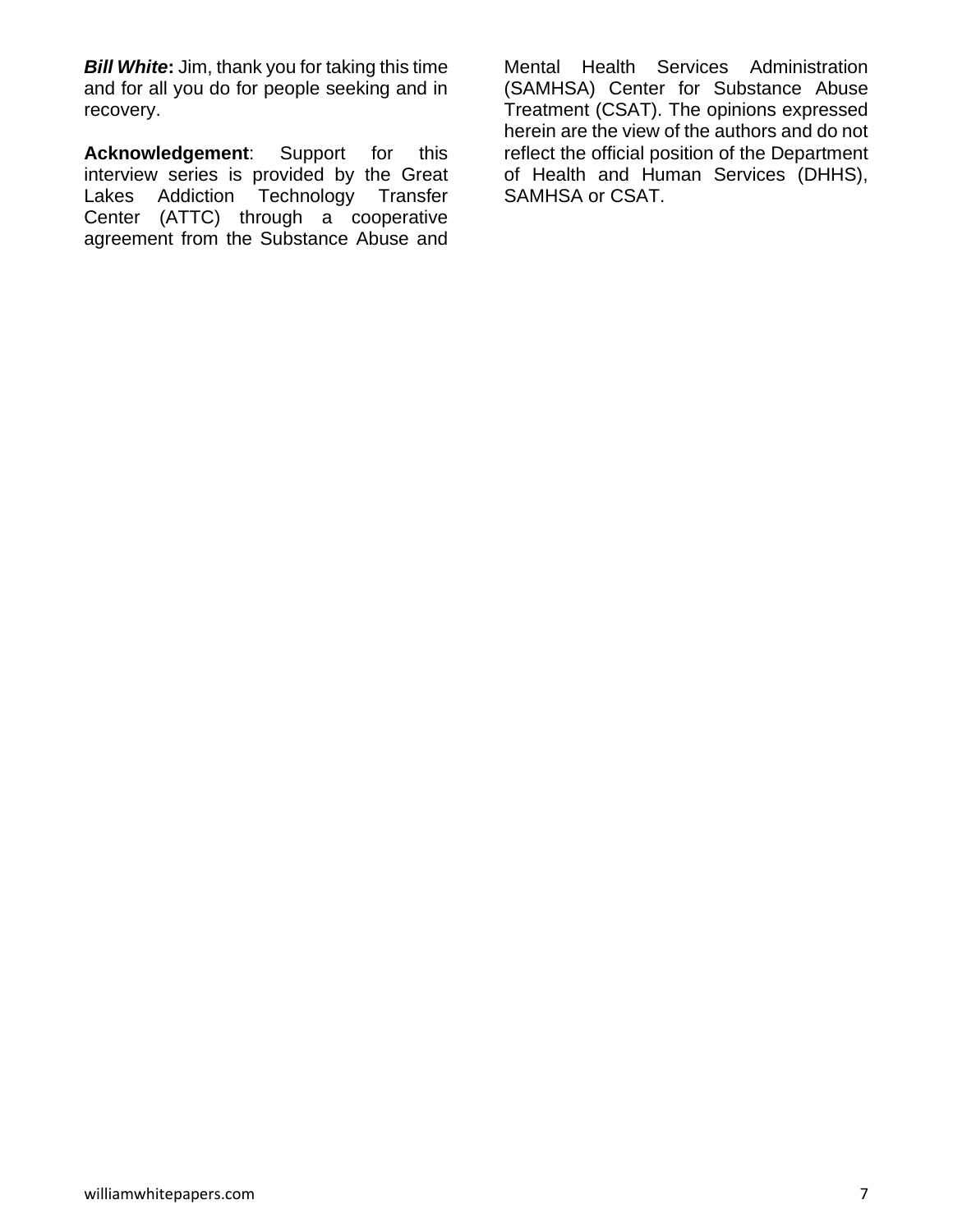***Bill White*****:** Jim, thank you for taking this time and for all you do for people seeking and in recovery.

**Acknowledgement**: Support for this interview series is provided by the Great Lakes Addiction Technology Transfer Center (ATTC) through a cooperative agreement from the Substance Abuse and Mental Health Services Administration (SAMHSA) Center for Substance Abuse Treatment (CSAT). The opinions expressed herein are the view of the authors and do not reflect the official position of the Department of Health and Human Services (DHHS), SAMHSA or CSAT.